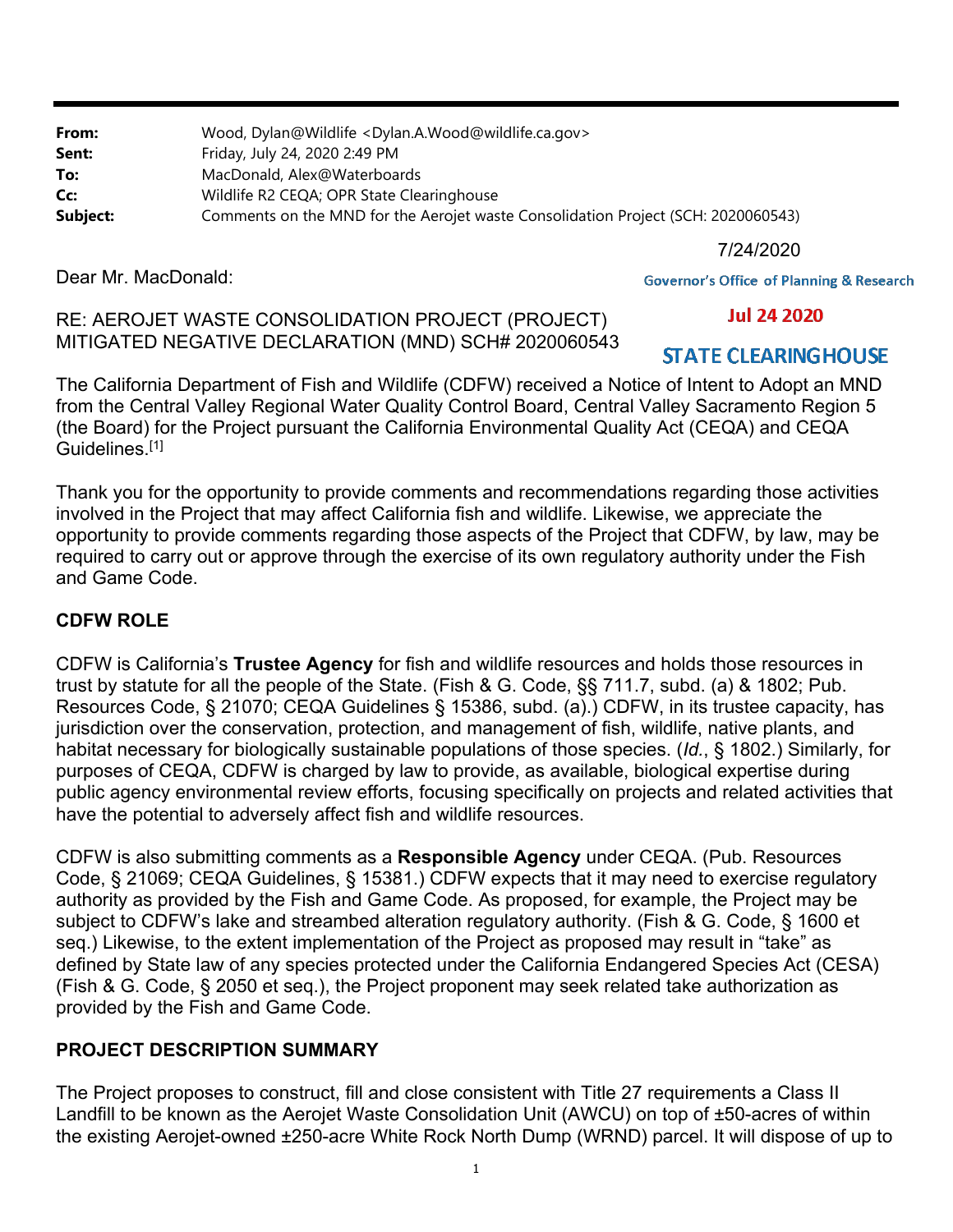| | |
|---|---|
| **From:** | Wood, Dylan@Wildlife <Dylan.A.Wood@wildlife.ca.gov> |
| **Sent:** | Friday, July 24, 2020 2:49 PM |
| **To:** | MacDonald, Alex@Waterboards |
| **Cc:** | Wildlife R2 CEQA; OPR State Clearinghouse |
| **Subject:** | Comments on the MND for the Aerojet waste Consolidation Project (SCH: 2020060543) |

7/24/2020

Governor's Office of Planning & Research

Jul 24 2020

STATE CLEARINGHOUSE

Dear Mr. MacDonald:

RE: AEROJET WASTE CONSOLIDATION PROJECT (PROJECT)
MITIGATED NEGATIVE DECLARATION (MND) SCH# 2020060543

The California Department of Fish and Wildlife (CDFW) received a Notice of Intent to Adopt an MND from the Central Valley Regional Water Quality Control Board, Central Valley Sacramento Region 5 (the Board) for the Project pursuant the California Environmental Quality Act (CEQA) and CEQA Guidelines.[1]

Thank you for the opportunity to provide comments and recommendations regarding those activities involved in the Project that may affect California fish and wildlife. Likewise, we appreciate the opportunity to provide comments regarding those aspects of the Project that CDFW, by law, may be required to carry out or approve through the exercise of its own regulatory authority under the Fish and Game Code.

**CDFW ROLE**

CDFW is California's **Trustee Agency** for fish and wildlife resources and holds those resources in trust by statute for all the people of the State. (Fish & G. Code, §§ 711.7, subd. (a) & 1802; Pub. Resources Code, § 21070; CEQA Guidelines § 15386, subd. (a).) CDFW, in its trustee capacity, has jurisdiction over the conservation, protection, and management of fish, wildlife, native plants, and habitat necessary for biologically sustainable populations of those species. (*Id.*, § 1802.) Similarly, for purposes of CEQA, CDFW is charged by law to provide, as available, biological expertise during public agency environmental review efforts, focusing specifically on projects and related activities that have the potential to adversely affect fish and wildlife resources.

CDFW is also submitting comments as a **Responsible Agency** under CEQA. (Pub. Resources Code, § 21069; CEQA Guidelines, § 15381.) CDFW expects that it may need to exercise regulatory authority as provided by the Fish and Game Code. As proposed, for example, the Project may be subject to CDFW's lake and streambed alteration regulatory authority. (Fish & G. Code, § 1600 et seq.) Likewise, to the extent implementation of the Project as proposed may result in "take" as defined by State law of any species protected under the California Endangered Species Act (CESA) (Fish & G. Code, § 2050 et seq.), the Project proponent may seek related take authorization as provided by the Fish and Game Code.

**PROJECT DESCRIPTION SUMMARY**

The Project proposes to construct, fill and close consistent with Title 27 requirements a Class II Landfill to be known as the Aerojet Waste Consolidation Unit (AWCU) on top of ±50-acres of within the existing Aerojet-owned ±250-acre White Rock North Dump (WRND) parcel. It will dispose of up to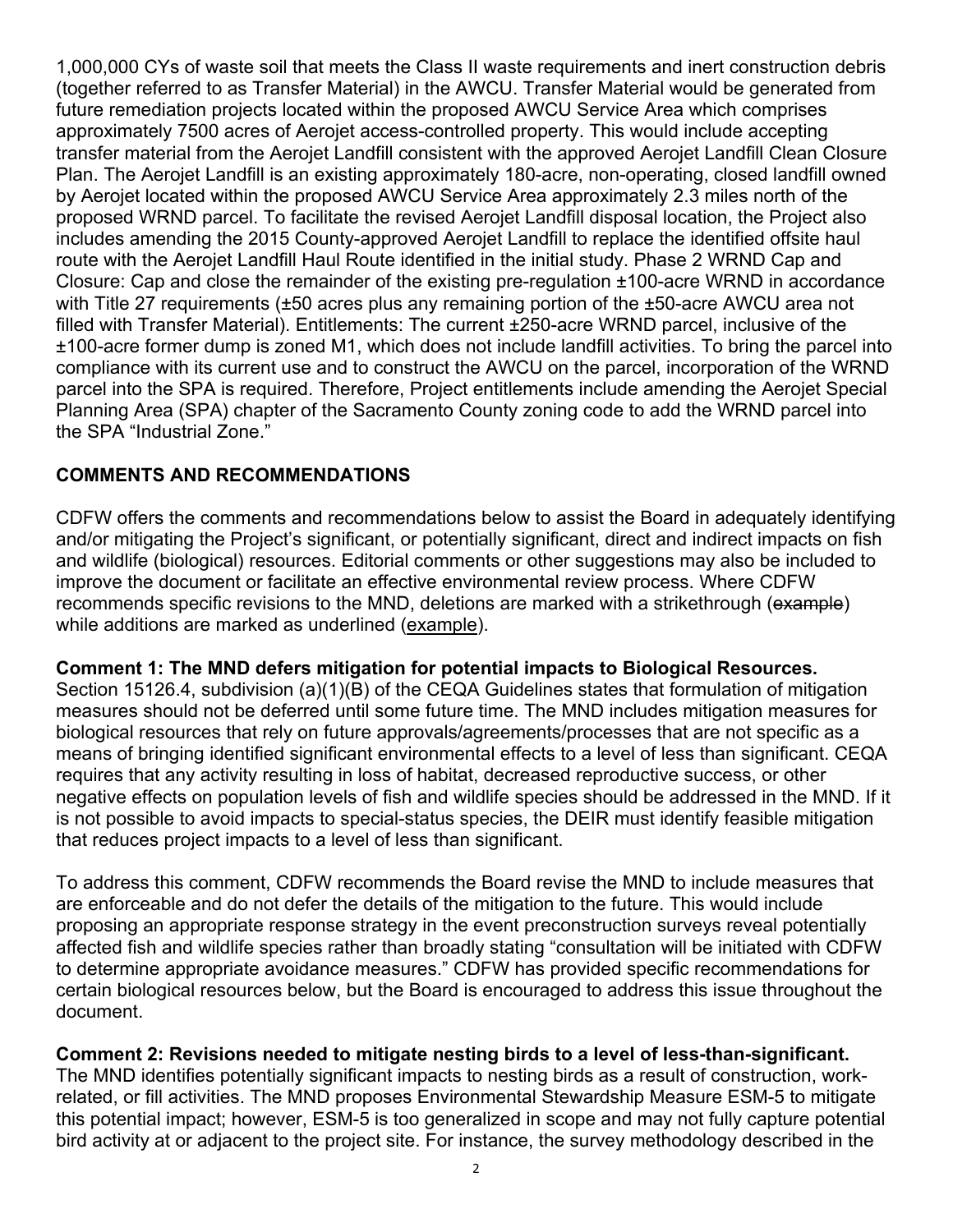1,000,000 CYs of waste soil that meets the Class II waste requirements and inert construction debris (together referred to as Transfer Material) in the AWCU. Transfer Material would be generated from future remediation projects located within the proposed AWCU Service Area which comprises approximately 7500 acres of Aerojet access-controlled property. This would include accepting transfer material from the Aerojet Landfill consistent with the approved Aerojet Landfill Clean Closure Plan. The Aerojet Landfill is an existing approximately 180-acre, non-operating, closed landfill owned by Aerojet located within the proposed AWCU Service Area approximately 2.3 miles north of the proposed WRND parcel. To facilitate the revised Aerojet Landfill disposal location, the Project also includes amending the 2015 County-approved Aerojet Landfill to replace the identified offsite haul route with the Aerojet Landfill Haul Route identified in the initial study. Phase 2 WRND Cap and Closure: Cap and close the remainder of the existing pre-regulation ±100-acre WRND in accordance with Title 27 requirements (±50 acres plus any remaining portion of the ±50-acre AWCU area not filled with Transfer Material). Entitlements: The current ±250-acre WRND parcel, inclusive of the ±100-acre former dump is zoned M1, which does not include landfill activities. To bring the parcel into compliance with its current use and to construct the AWCU on the parcel, incorporation of the WRND parcel into the SPA is required. Therefore, Project entitlements include amending the Aerojet Special Planning Area (SPA) chapter of the Sacramento County zoning code to add the WRND parcel into the SPA "Industrial Zone."

## COMMENTS AND RECOMMENDATIONS

CDFW offers the comments and recommendations below to assist the Board in adequately identifying and/or mitigating the Project's significant, or potentially significant, direct and indirect impacts on fish and wildlife (biological) resources. Editorial comments or other suggestions may also be included to improve the document or facilitate an effective environmental review process. Where CDFW recommends specific revisions to the MND, deletions are marked with a strikethrough (~~example~~) while additions are marked as underlined (<u>example</u>).

**Comment 1: The MND defers mitigation for potential impacts to Biological Resources.**
Section 15126.4, subdivision (a)(1)(B) of the CEQA Guidelines states that formulation of mitigation measures should not be deferred until some future time. The MND includes mitigation measures for biological resources that rely on future approvals/agreements/processes that are not specific as a means of bringing identified significant environmental effects to a level of less than significant. CEQA requires that any activity resulting in loss of habitat, decreased reproductive success, or other negative effects on population levels of fish and wildlife species should be addressed in the MND. If it is not possible to avoid impacts to special-status species, the DEIR must identify feasible mitigation that reduces project impacts to a level of less than significant.

To address this comment, CDFW recommends the Board revise the MND to include measures that are enforceable and do not defer the details of the mitigation to the future. This would include proposing an appropriate response strategy in the event preconstruction surveys reveal potentially affected fish and wildlife species rather than broadly stating "consultation will be initiated with CDFW to determine appropriate avoidance measures." CDFW has provided specific recommendations for certain biological resources below, but the Board is encouraged to address this issue throughout the document.

**Comment 2: Revisions needed to mitigate nesting birds to a level of less-than-significant.**
The MND identifies potentially significant impacts to nesting birds as a result of construction, work-related, or fill activities. The MND proposes Environmental Stewardship Measure ESM-5 to mitigate this potential impact; however, ESM-5 is too generalized in scope and may not fully capture potential bird activity at or adjacent to the project site. For instance, the survey methodology described in the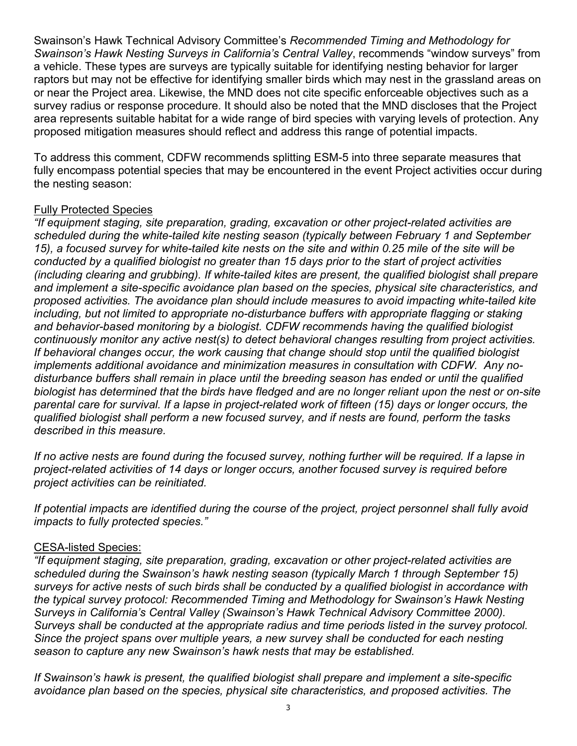Swainson's Hawk Technical Advisory Committee's *Recommended Timing and Methodology for Swainson's Hawk Nesting Surveys in California's Central Valley*, recommends "window surveys" from a vehicle. These types are surveys are typically suitable for identifying nesting behavior for larger raptors but may not be effective for identifying smaller birds which may nest in the grassland areas on or near the Project area. Likewise, the MND does not cite specific enforceable objectives such as a survey radius or response procedure. It should also be noted that the MND discloses that the Project area represents suitable habitat for a wide range of bird species with varying levels of protection. Any proposed mitigation measures should reflect and address this range of potential impacts.

To address this comment, CDFW recommends splitting ESM-5 into three separate measures that fully encompass potential species that may be encountered in the event Project activities occur during the nesting season:

<u>Fully Protected Species</u>

*"If equipment staging, site preparation, grading, excavation or other project-related activities are scheduled during the white-tailed kite nesting season (typically between February 1 and September 15), a focused survey for white-tailed kite nests on the site and within 0.25 mile of the site will be conducted by a qualified biologist no greater than 15 days prior to the start of project activities (including clearing and grubbing). If white-tailed kites are present, the qualified biologist shall prepare and implement a site-specific avoidance plan based on the species, physical site characteristics, and proposed activities. The avoidance plan should include measures to avoid impacting white-tailed kite including, but not limited to appropriate no-disturbance buffers with appropriate flagging or staking and behavior-based monitoring by a biologist. CDFW recommends having the qualified biologist continuously monitor any active nest(s) to detect behavioral changes resulting from project activities. If behavioral changes occur, the work causing that change should stop until the qualified biologist implements additional avoidance and minimization measures in consultation with CDFW. Any no-disturbance buffers shall remain in place until the breeding season has ended or until the qualified biologist has determined that the birds have fledged and are no longer reliant upon the nest or on-site parental care for survival. If a lapse in project-related work of fifteen (15) days or longer occurs, the qualified biologist shall perform a new focused survey, and if nests are found, perform the tasks described in this measure.*

*If no active nests are found during the focused survey, nothing further will be required. If a lapse in project-related activities of 14 days or longer occurs, another focused survey is required before project activities can be reinitiated.*

*If potential impacts are identified during the course of the project, project personnel shall fully avoid impacts to fully protected species."*

<u>CESA-listed Species:</u>

*"If equipment staging, site preparation, grading, excavation or other project-related activities are scheduled during the Swainson's hawk nesting season (typically March 1 through September 15) surveys for active nests of such birds shall be conducted by a qualified biologist in accordance with the typical survey protocol: Recommended Timing and Methodology for Swainson's Hawk Nesting Surveys in California's Central Valley (Swainson's Hawk Technical Advisory Committee 2000). Surveys shall be conducted at the appropriate radius and time periods listed in the survey protocol. Since the project spans over multiple years, a new survey shall be conducted for each nesting season to capture any new Swainson's hawk nests that may be established.*

*If Swainson's hawk is present, the qualified biologist shall prepare and implement a site-specific avoidance plan based on the species, physical site characteristics, and proposed activities. The*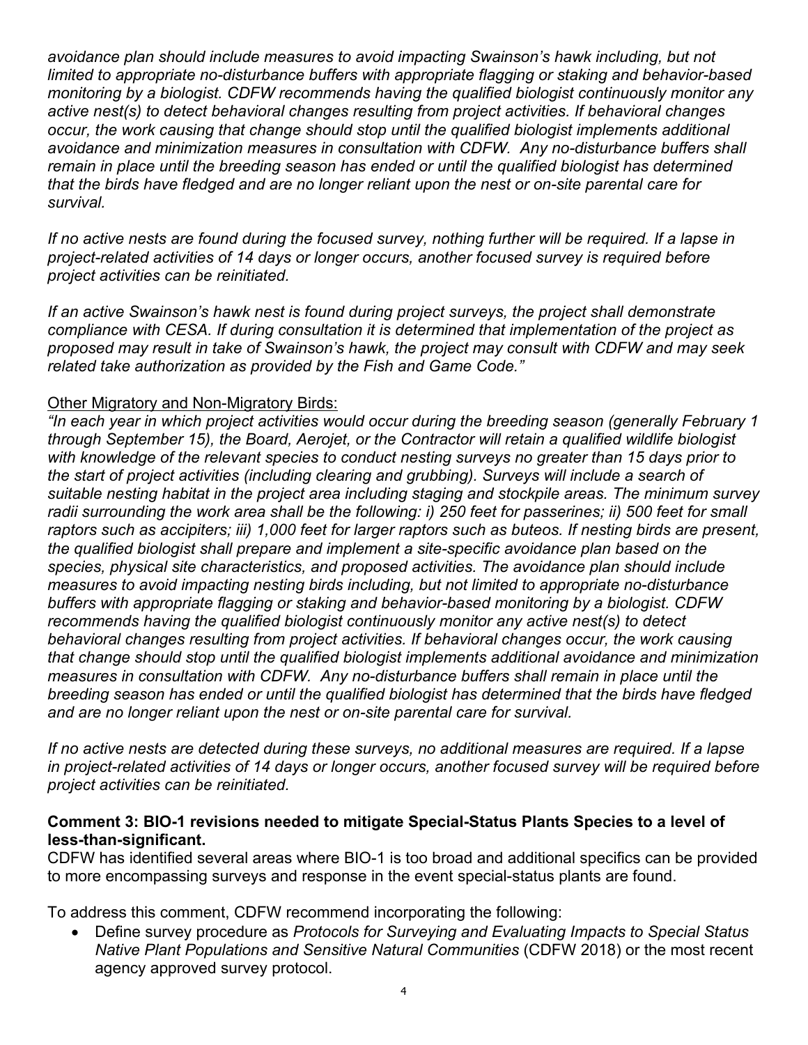*avoidance plan should include measures to avoid impacting Swainson's hawk including, but not limited to appropriate no-disturbance buffers with appropriate flagging or staking and behavior-based monitoring by a biologist. CDFW recommends having the qualified biologist continuously monitor any active nest(s) to detect behavioral changes resulting from project activities. If behavioral changes occur, the work causing that change should stop until the qualified biologist implements additional avoidance and minimization measures in consultation with CDFW. Any no-disturbance buffers shall remain in place until the breeding season has ended or until the qualified biologist has determined that the birds have fledged and are no longer reliant upon the nest or on-site parental care for survival.*

*If no active nests are found during the focused survey, nothing further will be required. If a lapse in project-related activities of 14 days or longer occurs, another focused survey is required before project activities can be reinitiated.*

*If an active Swainson's hawk nest is found during project surveys, the project shall demonstrate compliance with CESA. If during consultation it is determined that implementation of the project as proposed may result in take of Swainson's hawk, the project may consult with CDFW and may seek related take authorization as provided by the Fish and Game Code."*

<u>Other Migratory and Non-Migratory Birds:</u>

*"In each year in which project activities would occur during the breeding season (generally February 1 through September 15), the Board, Aerojet, or the Contractor will retain a qualified wildlife biologist with knowledge of the relevant species to conduct nesting surveys no greater than 15 days prior to the start of project activities (including clearing and grubbing). Surveys will include a search of suitable nesting habitat in the project area including staging and stockpile areas. The minimum survey radii surrounding the work area shall be the following: i) 250 feet for passerines; ii) 500 feet for small raptors such as accipiters; iii) 1,000 feet for larger raptors such as buteos. If nesting birds are present, the qualified biologist shall prepare and implement a site-specific avoidance plan based on the species, physical site characteristics, and proposed activities. The avoidance plan should include measures to avoid impacting nesting birds including, but not limited to appropriate no-disturbance buffers with appropriate flagging or staking and behavior-based monitoring by a biologist. CDFW recommends having the qualified biologist continuously monitor any active nest(s) to detect behavioral changes resulting from project activities. If behavioral changes occur, the work causing that change should stop until the qualified biologist implements additional avoidance and minimization measures in consultation with CDFW. Any no-disturbance buffers shall remain in place until the breeding season has ended or until the qualified biologist has determined that the birds have fledged and are no longer reliant upon the nest or on-site parental care for survival.*

*If no active nests are detected during these surveys, no additional measures are required. If a lapse in project-related activities of 14 days or longer occurs, another focused survey will be required before project activities can be reinitiated.*

**Comment 3: BIO-1 revisions needed to mitigate Special-Status Plants Species to a level of less-than-significant.**

CDFW has identified several areas where BIO-1 is too broad and additional specifics can be provided to more encompassing surveys and response in the event special-status plants are found.

To address this comment, CDFW recommend incorporating the following:

- Define survey procedure as *Protocols for Surveying and Evaluating Impacts to Special Status Native Plant Populations and Sensitive Natural Communities* (CDFW 2018) or the most recent agency approved survey protocol.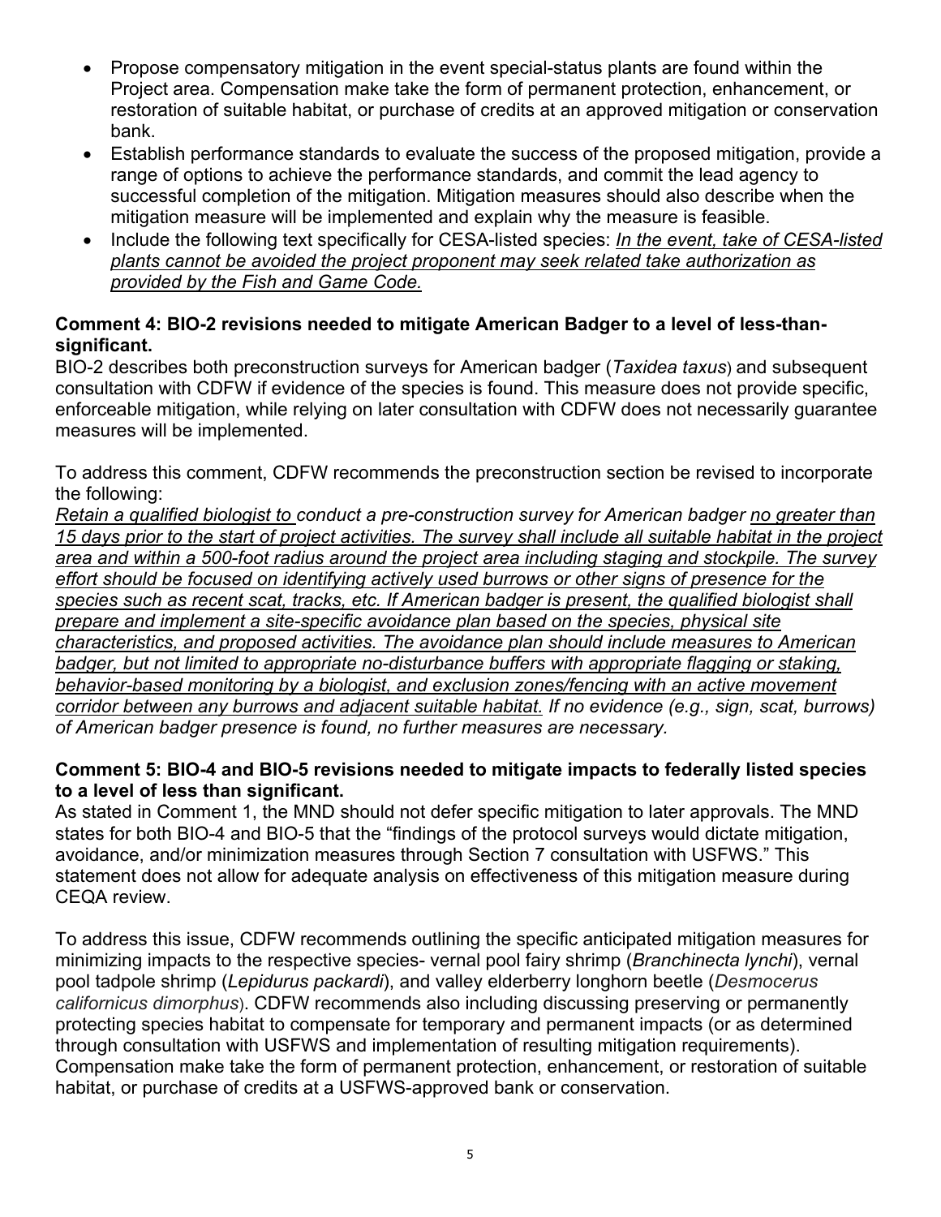- Propose compensatory mitigation in the event special-status plants are found within the Project area. Compensation make take the form of permanent protection, enhancement, or restoration of suitable habitat, or purchase of credits at an approved mitigation or conservation bank.
- Establish performance standards to evaluate the success of the proposed mitigation, provide a range of options to achieve the performance standards, and commit the lead agency to successful completion of the mitigation. Mitigation measures should also describe when the mitigation measure will be implemented and explain why the measure is feasible.
- Include the following text specifically for CESA-listed species: <u>*In the event, take of CESA-listed plants cannot be avoided the project proponent may seek related take authorization as provided by the Fish and Game Code.*</u>

**Comment 4: BIO-2 revisions needed to mitigate American Badger to a level of less-than-significant.**

BIO-2 describes both preconstruction surveys for American badger (*Taxidea taxus*) and subsequent consultation with CDFW if evidence of the species is found. This measure does not provide specific, enforceable mitigation, while relying on later consultation with CDFW does not necessarily guarantee measures will be implemented.

To address this comment, CDFW recommends the preconstruction section be revised to incorporate the following:

*<u>Retain a qualified biologist to</u> conduct a pre-construction survey for American badger <u>no greater than 15 days prior to the start of project activities. The survey shall include all suitable habitat in the project area and within a 500-foot radius around the project area including staging and stockpile. The survey effort should be focused on identifying actively used burrows or other signs of presence for the species such as recent scat, tracks, etc. If American badger is present, the qualified biologist shall prepare and implement a site-specific avoidance plan based on the species, physical site characteristics, and proposed activities. The avoidance plan should include measures to American badger, but not limited to appropriate no-disturbance buffers with appropriate flagging or staking, behavior-based monitoring by a biologist, and exclusion zones/fencing with an active movement corridor between any burrows and adjacent suitable habitat.</u> If no evidence (e.g., sign, scat, burrows) of American badger presence is found, no further measures are necessary.*

**Comment 5: BIO-4 and BIO-5 revisions needed to mitigate impacts to federally listed species to a level of less than significant.**

As stated in Comment 1, the MND should not defer specific mitigation to later approvals. The MND states for both BIO-4 and BIO-5 that the "findings of the protocol surveys would dictate mitigation, avoidance, and/or minimization measures through Section 7 consultation with USFWS." This statement does not allow for adequate analysis on effectiveness of this mitigation measure during CEQA review.

To address this issue, CDFW recommends outlining the specific anticipated mitigation measures for minimizing impacts to the respective species- vernal pool fairy shrimp (*Branchinecta lynchi*), vernal pool tadpole shrimp (*Lepidurus packardi*), and valley elderberry longhorn beetle (*Desmocerus californicus dimorphus*). CDFW recommends also including discussing preserving or permanently protecting species habitat to compensate for temporary and permanent impacts (or as determined through consultation with USFWS and implementation of resulting mitigation requirements). Compensation make take the form of permanent protection, enhancement, or restoration of suitable habitat, or purchase of credits at a USFWS-approved bank or conservation.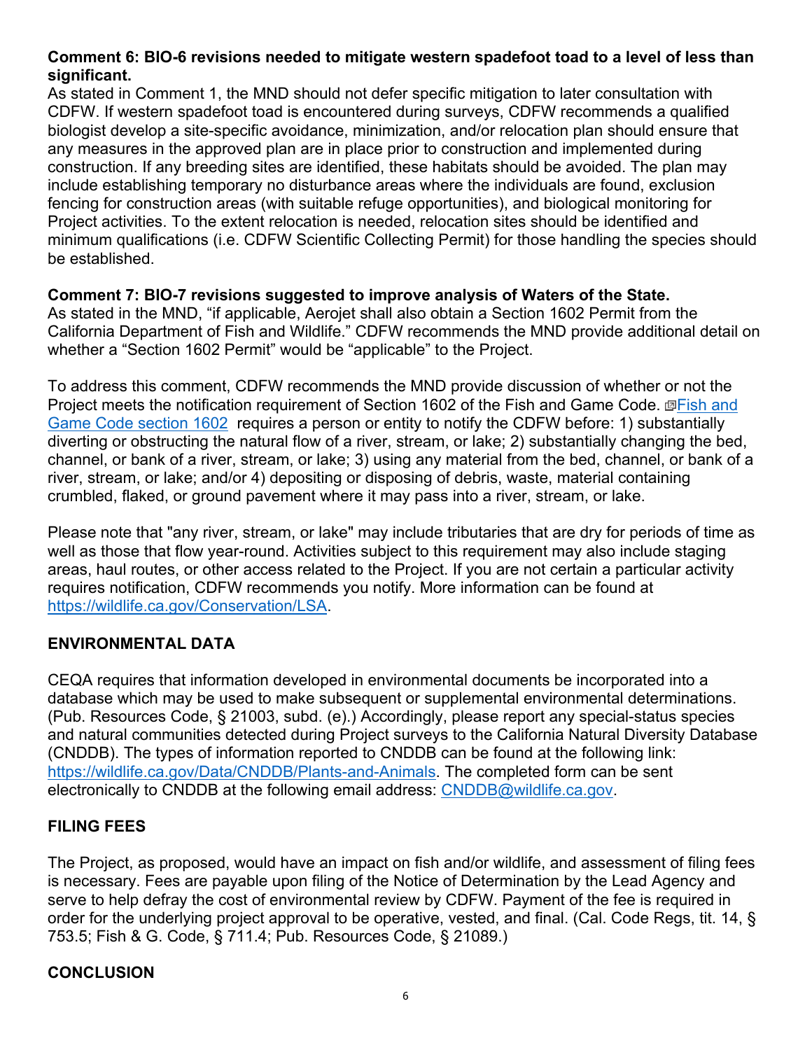**Comment 6: BIO-6 revisions needed to mitigate western spadefoot toad to a level of less than significant.**

As stated in Comment 1, the MND should not defer specific mitigation to later consultation with CDFW. If western spadefoot toad is encountered during surveys, CDFW recommends a qualified biologist develop a site-specific avoidance, minimization, and/or relocation plan should ensure that any measures in the approved plan are in place prior to construction and implemented during construction. If any breeding sites are identified, these habitats should be avoided. The plan may include establishing temporary no disturbance areas where the individuals are found, exclusion fencing for construction areas (with suitable refuge opportunities), and biological monitoring for Project activities. To the extent relocation is needed, relocation sites should be identified and minimum qualifications (i.e. CDFW Scientific Collecting Permit) for those handling the species should be established.

**Comment 7: BIO-7 revisions suggested to improve analysis of Waters of the State.**

As stated in the MND, "if applicable, Aerojet shall also obtain a Section 1602 Permit from the California Department of Fish and Wildlife." CDFW recommends the MND provide additional detail on whether a "Section 1602 Permit" would be "applicable" to the Project.

To address this comment, CDFW recommends the MND provide discussion of whether or not the Project meets the notification requirement of Section 1602 of the Fish and Game Code. Fish and Game Code section 1602 requires a person or entity to notify the CDFW before: 1) substantially diverting or obstructing the natural flow of a river, stream, or lake; 2) substantially changing the bed, channel, or bank of a river, stream, or lake; 3) using any material from the bed, channel, or bank of a river, stream, or lake; and/or 4) depositing or disposing of debris, waste, material containing crumbled, flaked, or ground pavement where it may pass into a river, stream, or lake.

Please note that "any river, stream, or lake" may include tributaries that are dry for periods of time as well as those that flow year-round. Activities subject to this requirement may also include staging areas, haul routes, or other access related to the Project. If you are not certain a particular activity requires notification, CDFW recommends you notify. More information can be found at https://wildlife.ca.gov/Conservation/LSA.

## ENVIRONMENTAL DATA

CEQA requires that information developed in environmental documents be incorporated into a database which may be used to make subsequent or supplemental environmental determinations. (Pub. Resources Code, § 21003, subd. (e).) Accordingly, please report any special-status species and natural communities detected during Project surveys to the California Natural Diversity Database (CNDDB). The types of information reported to CNDDB can be found at the following link: https://wildlife.ca.gov/Data/CNDDB/Plants-and-Animals. The completed form can be sent electronically to CNDDB at the following email address: CNDDB@wildlife.ca.gov.

## FILING FEES

The Project, as proposed, would have an impact on fish and/or wildlife, and assessment of filing fees is necessary. Fees are payable upon filing of the Notice of Determination by the Lead Agency and serve to help defray the cost of environmental review by CDFW. Payment of the fee is required in order for the underlying project approval to be operative, vested, and final. (Cal. Code Regs, tit. 14, § 753.5; Fish & G. Code, § 711.4; Pub. Resources Code, § 21089.)

## CONCLUSION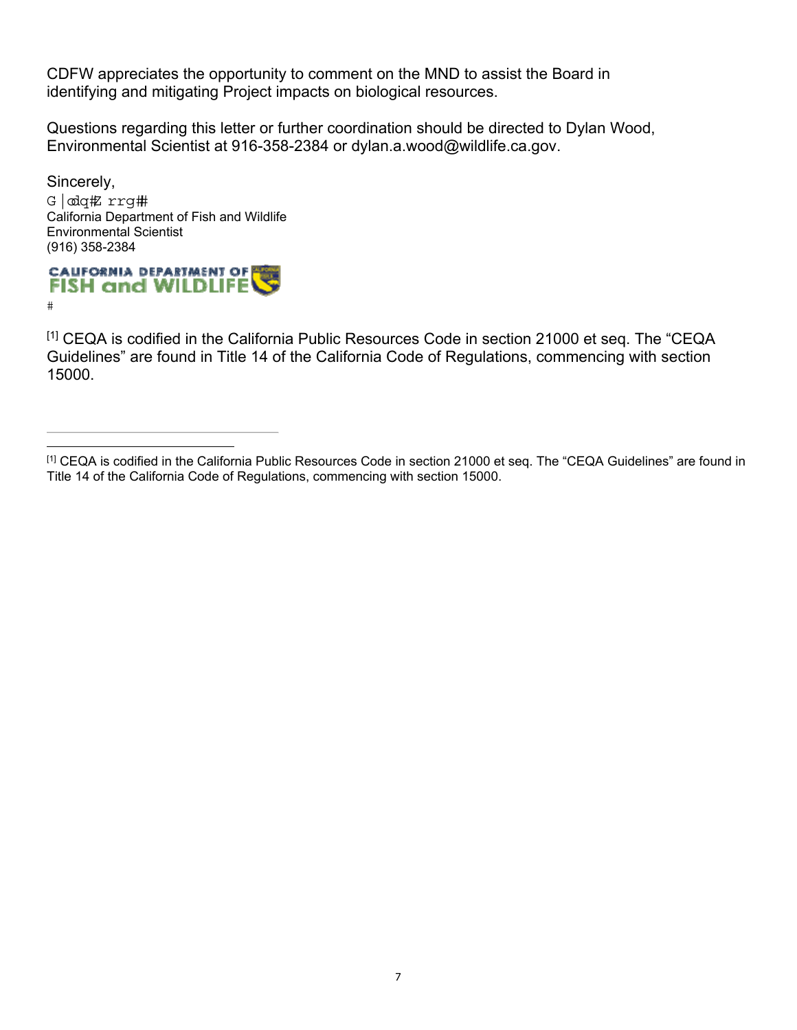CDFW appreciates the opportunity to comment on the MND to assist the Board in identifying and mitigating Project impacts on biological resources.

Questions regarding this letter or further coordination should be directed to Dylan Wood, Environmental Scientist at 916-358-2384 or dylan.a.wood@wildlife.ca.gov.

Sincerely,

G |cdq#Z rrg##

California Department of Fish and Wildlife
Environmental Scientist
(916) 358-2384

CALIFORNIA DEPARTMENT OF FISH and WILDLIFE

#

[1] CEQA is codified in the California Public Resources Code in section 21000 et seq. The "CEQA Guidelines" are found in Title 14 of the California Code of Regulations, commencing with section 15000.

---

[1] CEQA is codified in the California Public Resources Code in section 21000 et seq. The "CEQA Guidelines" are found in Title 14 of the California Code of Regulations, commencing with section 15000.